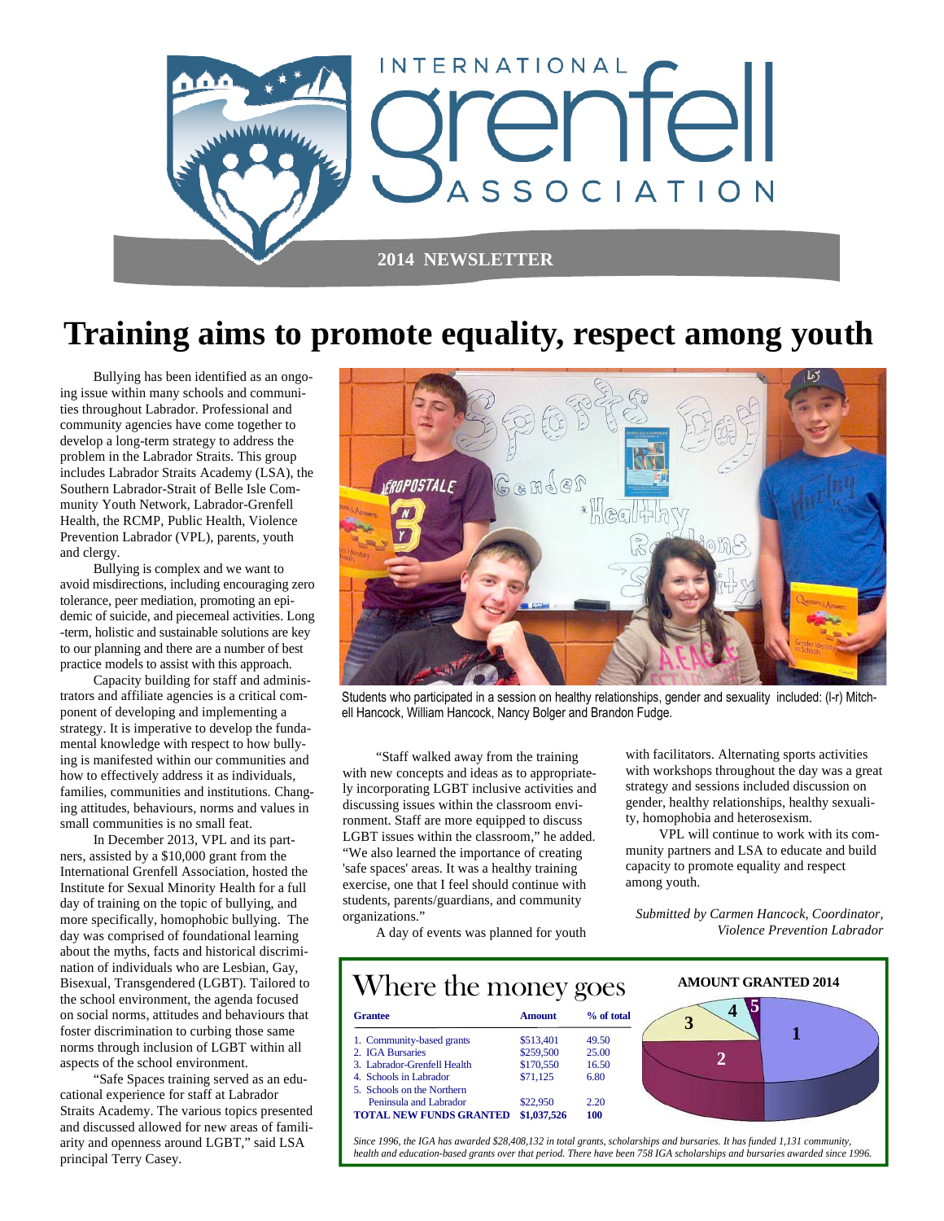# International Grenfell Association

**2014 NEWSLETTER**

# Training aims to promote equality, respect among youth

Bullying has been identified as an ongoing issue within many schools and communities throughout Labrador. Professional and community agencies have come together to develop a long-term strategy to address the problem in the Labrador Straits. This group includes Labrador Straits Academy (LSA), the Southern Labrador-Strait of Belle Isle Community Youth Network, Labrador-Grenfell Health, the RCMP, Public Health, Violence Prevention Labrador (VPL), parents, youth and clergy.

Bullying is complex and we want to avoid misdirections, including encouraging zero tolerance, peer mediation, promoting an epidemic of suicide, and piecemeal activities. Long-term, holistic and sustainable solutions are key to our planning and there are a number of best practice models to assist with this approach.

Capacity building for staff and administrators and affiliate agencies is a critical component of developing and implementing a strategy. It is imperative to develop the fundamental knowledge with respect to how bullying is manifested within our communities and how to effectively address it as individuals, families, communities and institutions. Changing attitudes, behaviours, norms and values in small communities is no small feat.

In December 2013, VPL and its partners, assisted by a $10,000 grant from the International Grenfell Association, hosted the Institute for Sexual Minority Health for a full day of training on the topic of bullying, and more specifically, homophobic bullying. The day was comprised of foundational learning about the myths, facts and historical discrimination of individuals who are Lesbian, Gay, Bisexual, Transgendered (LGBT). Tailored to the school environment, the agenda focused on social norms, attitudes and behaviours that foster discrimination to curbing those same norms through inclusion of LGBT within all aspects of the school environment.

"Safe Spaces training served as an educational experience for staff at Labrador Straits Academy. The various topics presented and discussed allowed for new areas of familiarity and openness around LGBT," said LSA principal Terry Casey.

Students who participated in a session on healthy relationships, gender and sexuality included: (l-r) Mitchell Hancock, William Hancock, Nancy Bolger and Brandon Fudge.

"Staff walked away from the training with new concepts and ideas as to appropriately incorporating LGBT inclusive activities and discussing issues within the classroom environment. Staff are more equipped to discuss LGBT issues within the classroom," he added. "We also learned the importance of creating 'safe spaces' areas. It was a healthy training exercise, one that I feel should continue with students, parents/guardians, and community organizations."

A day of events was planned for youth with facilitators. Alternating sports activities with workshops throughout the day was a great strategy and sessions included discussion on gender, healthy relationships, healthy sexuality, homophobia and heterosexism.

VPL will continue to work with its community partners and LSA to educate and build capacity to promote equality and respect among youth.

*Submitted by Carmen Hancock, Coordinator, Violence Prevention Labrador*

## Where the money goes

| Grantee | Amount | % of total |
|---|---|---|
| 1. Community-based grants | $513,401 | 49.50 |
| 2. IGA Bursaries | $259,500 | 25.00 |
| 3. Labrador-Grenfell Health | $170,550 | 16.50 |
| 4. Schools in Labrador | $71,125 | 6.80 |
| 5. Schools on the Northern Peninsula and Labrador | $22,950 | 2.20 |
| **TOTAL NEW FUNDS GRANTED** | **$1,037,526** | **100** |

**AMOUNT GRANTED 2014**

*Since 1996, the IGA has awarded $28,408,132 in total grants, scholarships and bursaries. It has funded 1,131 community, health and education-based grants over that period. There have been 758 IGA scholarships and bursaries awarded since 1996.*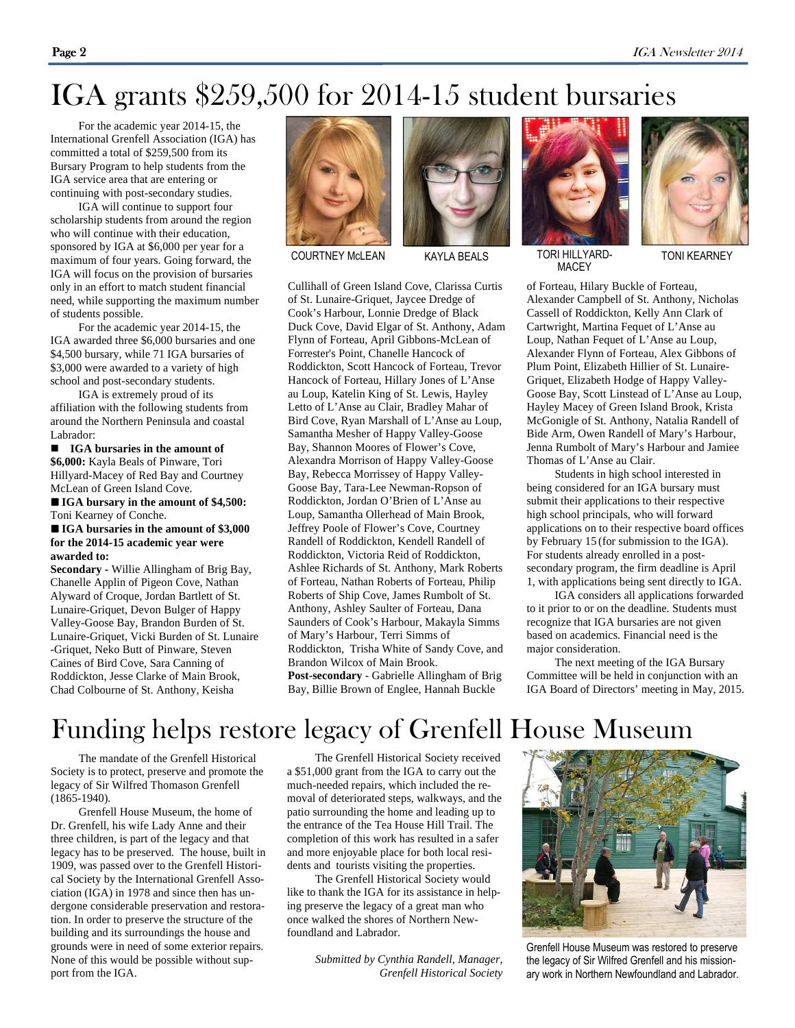# IGA grants $259,500 for 2014-15 student bursaries

For the academic year 2014-15, the International Grenfell Association (IGA) has committed a total of $259,500 from its Bursary Program to help students from the IGA service area that are entering or continuing with post-secondary studies.

IGA will continue to support four scholarship students from around the region who will continue with their education, sponsored by IGA at $6,000 per year for a maximum of four years. Going forward, the IGA will focus on the provision of bursaries only in an effort to match student financial need, while supporting the maximum number of students possible.

For the academic year 2014-15, the IGA awarded three $6,000 bursaries and one $4,500 bursary, while 71 IGA bursaries of $3,000 were awarded to a variety of high school and post-secondary students.

IGA is extremely proud of its affiliation with the following students from around the Northern Peninsula and coastal Labrador:

COURTNEY McLEAN

KAYLA BEALS

TORI HILLYARD-MACEY

TONI KEARNEY

■ **IGA bursaries in the amount of $6,000:** Kayla Beals of Pinware, Tori Hillyard-Macey of Red Bay and Courtney McLean of Green Island Cove.

■ **IGA bursary in the amount of $4,500:** Toni Kearney of Conche.

■ **IGA bursaries in the amount of $3,000 for the 2014-15 academic year were awarded to:**

**Secondary -** Willie Allingham of Brig Bay, Chanelle Applin of Pigeon Cove, Nathan Alyward of Croque, Jordan Bartlett of St. Lunaire-Griquet, Devon Bulger of Happy Valley-Goose Bay, Brandon Burden of St. Lunaire-Griquet, Vicki Burden of St. Lunaire-Griquet, Neko Butt of Pinware, Steven Caines of Bird Cove, Sara Canning of Roddickton, Jesse Clarke of Main Brook, Chad Colbourne of St. Anthony, Keisha Cullihall of Green Island Cove, Clarissa Curtis of St. Lunaire-Griquet, Jaycee Dredge of Cook's Harbour, Lonnie Dredge of Black Duck Cove, David Elgar of St. Anthony, Adam Flynn of Forteau, April Gibbons-McLean of Forrester's Point, Chanelle Hancock of Roddickton, Scott Hancock of Forteau, Trevor Hancock of Forteau, Hillary Jones of L'Anse au Loup, Katelin King of St. Lewis, Hayley Letto of L'Anse au Clair, Bradley Mahar of Bird Cove, Ryan Marshall of L'Anse au Loup, Samantha Mesher of Happy Valley-Goose Bay, Shannon Moores of Flower's Cove, Alexandra Morrison of Happy Valley-Goose Bay, Rebecca Morrissey of Happy Valley-Goose Bay, Tara-Lee Newman-Ropson of Roddickton, Jordan O'Brien of L'Anse au Loup, Samantha Ollerhead of Main Brook, Jeffrey Poole of Flower's Cove, Courtney Randell of Roddickton, Kendell Randell of Roddickton, Victoria Reid of Roddickton, Ashlee Richards of St. Anthony, Mark Roberts of Forteau, Nathan Roberts of Forteau, Philip Roberts of Ship Cove, James Rumbolt of St. Anthony, Ashley Saulter of Forteau, Dana Saunders of Cook's Harbour, Makayla Simms of Mary's Harbour, Terri Simms of Roddickton, Trisha White of Sandy Cove, and Brandon Wilcox of Main Brook.

**Post-secondary** - Gabrielle Allingham of Brig Bay, Billie Brown of Englee, Hannah Buckle of Forteau, Hilary Buckle of Forteau, Alexander Campbell of St. Anthony, Nicholas Cassell of Roddickton, Kelly Ann Clark of Cartwright, Martina Fequet of L'Anse au Loup, Nathan Fequet of L'Anse au Loup, Alexander Flynn of Forteau, Alex Gibbons of Plum Point, Elizabeth Hillier of St. Lunaire-Griquet, Elizabeth Hodge of Happy Valley-Goose Bay, Scott Linstead of L'Anse au Loup, Hayley Macey of Green Island Brook, Krista McGonigle of St. Anthony, Natalia Randell of Bide Arm, Owen Randell of Mary's Harbour, Jenna Rumbolt of Mary's Harbour and Jamiee Thomas of L'Anse au Clair.

Students in high school interested in being considered for an IGA bursary must submit their applications to their respective high school principals, who will forward applications on to their respective board offices by February 15 (for submission to the IGA). For students already enrolled in a post-secondary program, the firm deadline is April 1, with applications being sent directly to IGA.

IGA considers all applications forwarded to it prior to or on the deadline. Students must recognize that IGA bursaries are not given based on academics. Financial need is the major consideration.

The next meeting of the IGA Bursary Committee will be held in conjunction with an IGA Board of Directors' meeting in May, 2015.

# Funding helps restore legacy of Grenfell House Museum

The mandate of the Grenfell Historical Society is to protect, preserve and promote the legacy of Sir Wilfred Thomason Grenfell (1865-1940).

Grenfell House Museum, the home of Dr. Grenfell, his wife Lady Anne and their three children, is part of the legacy and that legacy has to be preserved. The house, built in 1909, was passed over to the Grenfell Historical Society by the International Grenfell Association (IGA) in 1978 and since then has undergone considerable preservation and restoration. In order to preserve the structure of the building and its surroundings the house and grounds were in need of some exterior repairs. None of this would be possible without support from the IGA.

The Grenfell Historical Society received a $51,000 grant from the IGA to carry out the much-needed repairs, which included the removal of deteriorated steps, walkways, and the patio surrounding the home and leading up to the entrance of the Tea House Hill Trail. The completion of this work has resulted in a safer and more enjoyable place for both local residents and tourists visiting the properties.

The Grenfell Historical Society would like to thank the IGA for its assistance in helping preserve the legacy of a great man who once walked the shores of Northern Newfoundland and Labrador.

*Submitted by Cynthia Randell, Manager, Grenfell Historical Society*

Grenfell House Museum was restored to preserve the legacy of Sir Wilfred Grenfell and his missionary work in Northern Newfoundland and Labrador.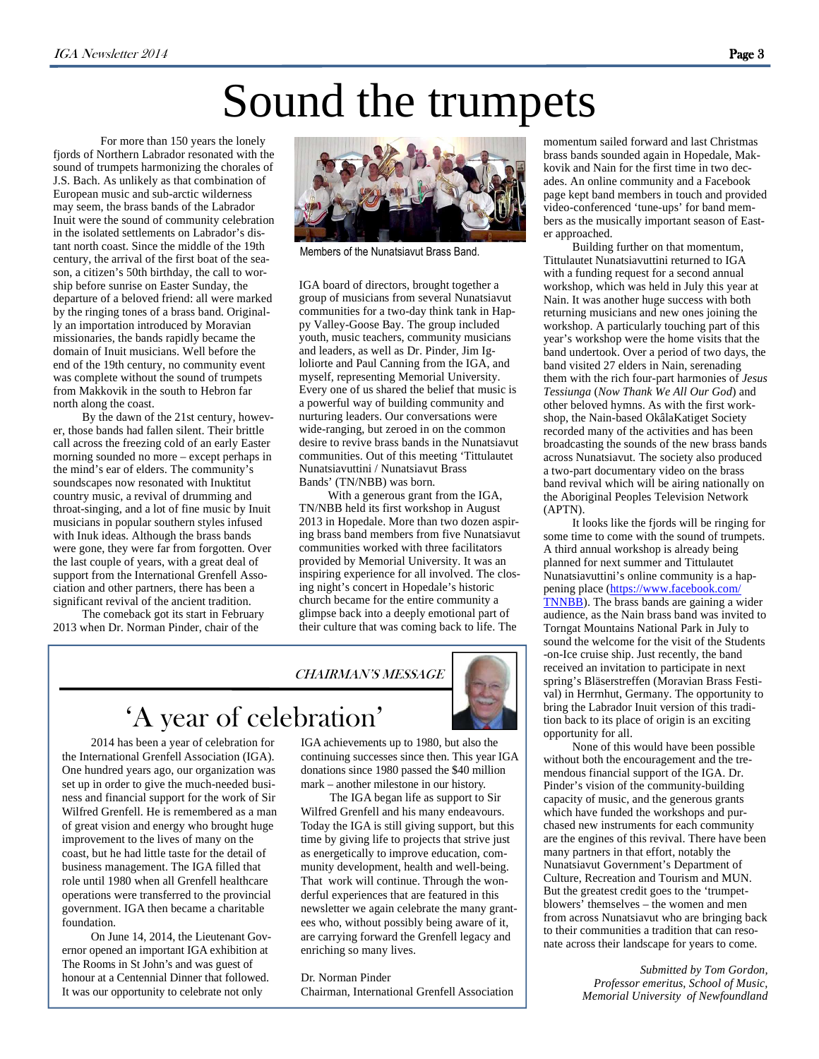# Sound the trumpets

For more than 150 years the lonely fjords of Northern Labrador resonated with the sound of trumpets harmonizing the chorales of J.S. Bach. As unlikely as that combination of European music and sub-arctic wilderness may seem, the brass bands of the Labrador Inuit were the sound of community celebration in the isolated settlements on Labrador's distant north coast. Since the middle of the 19th century, the arrival of the first boat of the season, a citizen's 50th birthday, the call to worship before sunrise on Easter Sunday, the departure of a beloved friend: all were marked by the ringing tones of a brass band. Originally an importation introduced by Moravian missionaries, the bands rapidly became the domain of Inuit musicians. Well before the end of the 19th century, no community event was complete without the sound of trumpets from Makkovik in the south to Hebron far north along the coast.

By the dawn of the 21st century, however, those bands had fallen silent. Their brittle call across the freezing cold of an early Easter morning sounded no more – except perhaps in the mind's ear of elders. The community's soundscapes now resonated with Inuktitut country music, a revival of drumming and throat-singing, and a lot of fine music by Inuit musicians in popular southern styles infused with Inuk ideas. Although the brass bands were gone, they were far from forgotten. Over the last couple of years, with a great deal of support from the International Grenfell Association and other partners, there has been a significant revival of the ancient tradition.

The comeback got its start in February 2013 when Dr. Norman Pinder, chair of the IGA board of directors, brought together a group of musicians from several Nunatsiavut communities for a two-day think tank in Happy Valley-Goose Bay. The group included youth, music teachers, community musicians and leaders, as well as Dr. Pinder, Jim Igloliorte and Paul Canning from the IGA, and myself, representing Memorial University. Every one of us shared the belief that music is a powerful way of building community and nurturing leaders. Our conversations were wide-ranging, but zeroed in on the common desire to revive brass bands in the Nunatsiavut communities. Out of this meeting 'Tittulautet Nunatsiavuttini / Nunatsiavut Brass Bands' (TN/NBB) was born.

Members of the Nunatsiavut Brass Band.

With a generous grant from the IGA, TN/NBB held its first workshop in August 2013 in Hopedale. More than two dozen aspiring brass band members from five Nunatsiavut communities worked with three facilitators provided by Memorial University. It was an inspiring experience for all involved. The closing night's concert in Hopedale's historic church became for the entire community a glimpse back into a deeply emotional part of their culture that was coming back to life. The momentum sailed forward and last Christmas brass bands sounded again in Hopedale, Makkovik and Nain for the first time in two decades. An online community and a Facebook page kept band members in touch and provided video-conferenced 'tune-ups' for band members as the musically important season of Easter approached.

Building further on that momentum, Tittulautet Nunatsiavuttini returned to IGA with a funding request for a second annual workshop, which was held in July this year at Nain. It was another huge success with both returning musicians and new ones joining the workshop. A particularly touching part of this year's workshop were the home visits that the band undertook. Over a period of two days, the band visited 27 elders in Nain, serenading them with the rich four-part harmonies of *Jesus Tessiunga* (*Now Thank We All Our God*) and other beloved hymns. As with the first workshop, the Nain-based OkâlaKatiget Society recorded many of the activities and has been broadcasting the sounds of the new brass bands across Nunatsiavut. The society also produced a two-part documentary video on the brass band revival which will be airing nationally on the Aboriginal Peoples Television Network (APTN).

It looks like the fjords will be ringing for some time to come with the sound of trumpets. A third annual workshop is already being planned for next summer and Tittulautet Nunatsiavuttini's online community is a happening place (https://www.facebook.com/TNNBB). The brass bands are gaining a wider audience, as the Nain brass band was invited to Torngat Mountains National Park in July to sound the welcome for the visit of the Students-on-Ice cruise ship. Just recently, the band received an invitation to participate in next spring's Bläserstreffen (Moravian Brass Festival) in Herrnhut, Germany. The opportunity to bring the Labrador Inuit version of this tradition back to its place of origin is an exciting opportunity for all.

None of this would have been possible without both the encouragement and the tremendous financial support of the IGA. Dr. Pinder's vision of the community-building capacity of music, and the generous grants which have funded the workshops and purchased new instruments for each community are the engines of this revival. There have been many partners in that effort, notably the Nunatsiavut Government's Department of Culture, Recreation and Tourism and MUN. But the greatest credit goes to the 'trumpet-blowers' themselves – the women and men from across Nunatsiavut who are bringing back to their communities a tradition that can resonate across their landscape for years to come.

*Submitted by Tom Gordon,*
*Professor emeritus, School of Music,*
*Memorial University of Newfoundland*

---

*CHAIRMAN'S MESSAGE*

## 'A year of celebration'

2014 has been a year of celebration for the International Grenfell Association (IGA). One hundred years ago, our organization was set up in order to give the much-needed business and financial support for the work of Sir Wilfred Grenfell. He is remembered as a man of great vision and energy who brought huge improvement to the lives of many on the coast, but he had little taste for the detail of business management. The IGA filled that role until 1980 when all Grenfell healthcare operations were transferred to the provincial government. IGA then became a charitable foundation.

On June 14, 2014, the Lieutenant Governor opened an important IGA exhibition at The Rooms in St John's and was guest of honour at a Centennial Dinner that followed. It was our opportunity to celebrate not only IGA achievements up to 1980, but also the continuing successes since then. This year IGA donations since 1980 passed the $40 million mark – another milestone in our history.

The IGA began life as support to Sir Wilfred Grenfell and his many endeavours. Today the IGA is still giving support, but this time by giving life to projects that strive just as energetically to improve education, community development, health and well-being. That work will continue. Through the wonderful experiences that are featured in this newsletter we again celebrate the many grantees who, without possibly being aware of it, are carrying forward the Grenfell legacy and enriching so many lives.

Dr. Norman Pinder
Chairman, International Grenfell Association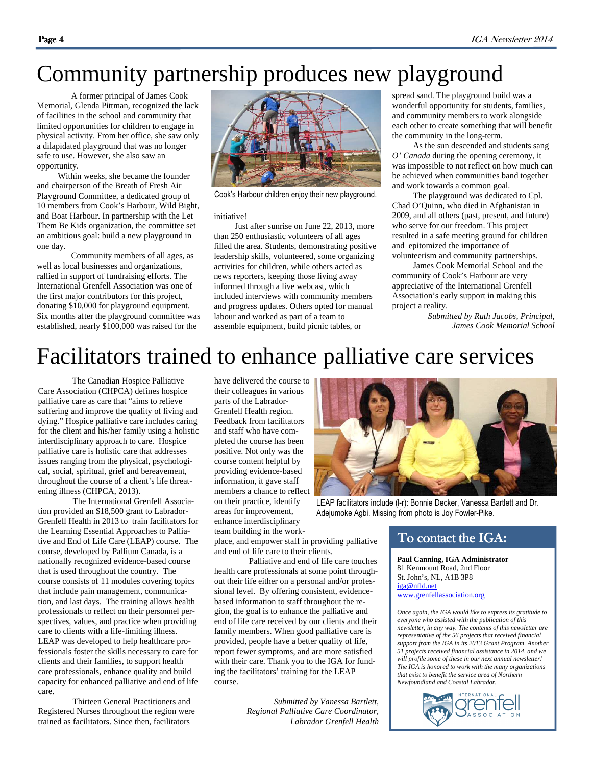# Community partnership produces new playground

A former principal of James Cook Memorial, Glenda Pittman, recognized the lack of facilities in the school and community that limited opportunities for children to engage in physical activity. From her office, she saw only a dilapidated playground that was no longer safe to use. However, she also saw an opportunity.

Within weeks, she became the founder and chairperson of the Breath of Fresh Air Playground Committee, a dedicated group of 10 members from Cook's Harbour, Wild Bight, and Boat Harbour. In partnership with the Let Them Be Kids organization, the committee set an ambitious goal: build a new playground in one day.

Community members of all ages, as well as local businesses and organizations, rallied in support of fundraising efforts. The International Grenfell Association was one of the first major contributors for this project, donating $10,000 for playground equipment. Six months after the playground committee was established, nearly $100,000 was raised for the initiative!

Cook's Harbour children enjoy their new playground.

Just after sunrise on June 22, 2013, more than 250 enthusiastic volunteers of all ages filled the area. Students, demonstrating positive leadership skills, volunteered, some organizing activities for children, while others acted as news reporters, keeping those living away informed through a live webcast, which included interviews with community members and progress updates. Others opted for manual labour and worked as part of a team to assemble equipment, build picnic tables, or spread sand. The playground build was a wonderful opportunity for students, families, and community members to work alongside each other to create something that will benefit the community in the long-term.

As the sun descended and students sang *O' Canada* during the opening ceremony, it was impossible to not reflect on how much can be achieved when communities band together and work towards a common goal.

The playground was dedicated to Cpl. Chad O'Quinn, who died in Afghanistan in 2009, and all others (past, present, and future) who serve for our freedom. This project resulted in a safe meeting ground for children and epitomized the importance of volunteerism and community partnerships.

James Cook Memorial School and the community of Cook's Harbour are very appreciative of the International Grenfell Association's early support in making this project a reality.

*Submitted by Ruth Jacobs, Principal, James Cook Memorial School*

# Facilitators trained to enhance palliative care services

The Canadian Hospice Palliative Care Association (CHPCA) defines hospice palliative care as care that "aims to relieve suffering and improve the quality of living and dying." Hospice palliative care includes caring for the client and his/her family using a holistic interdisciplinary approach to care. Hospice palliative care is holistic care that addresses issues ranging from the physical, psychological, social, spiritual, grief and bereavement, throughout the course of a client's life threatening illness (CHPCA, 2013).

The International Grenfell Association provided an $18,500 grant to Labrador-Grenfell Health in 2013 to train facilitators for the Learning Essential Approaches to Palliative and End of Life Care (LEAP) course. The course, developed by Pallium Canada, is a nationally recognized evidence-based course that is used throughout the country. The course consists of 11 modules covering topics that include pain management, communication, and last days. The training allows health professionals to reflect on their personnel perspectives, values, and practice when providing care to clients with a life-limiting illness. LEAP was developed to help healthcare professionals foster the skills necessary to care for clients and their families, to support health care professionals, enhance quality and build capacity for enhanced palliative and end of life care.

Thirteen General Practitioners and Registered Nurses throughout the region were trained as facilitators. Since then, facilitators have delivered the course to their colleagues in various parts of the Labrador-Grenfell Health region. Feedback from facilitators and staff who have completed the course has been positive. Not only was the course content helpful by providing evidence-based information, it gave staff members a chance to reflect on their practice, identify areas for improvement, enhance interdisciplinary team building in the workplace, and empower staff in providing palliative and end of life care to their clients.

Palliative and end of life care touches health care professionals at some point throughout their life either on a personal and/or professional level. By offering consistent, evidence-based information to staff throughout the region, the goal is to enhance the palliative and end of life care received by our clients and their family members. When good palliative care is provided, people have a better quality of life, report fewer symptoms, and are more satisfied with their care. Thank you to the IGA for funding the facilitators' training for the LEAP course.

*Submitted by Vanessa Bartlett, Regional Palliative Care Coordinator, Labrador Grenfell Health*

LEAP facilitators include (l-r): Bonnie Decker, Vanessa Bartlett and Dr. Adejumoke Agbi. Missing from photo is Joy Fowler-Pike.

## To contact the IGA:

**Paul Canning, IGA Administrator**
81 Kenmount Road, 2nd Floor
St. John's, NL, A1B 3P8
iga@nfld.net
www.grenfellassociation.org

*Once again, the IGA would like to express its gratitude to everyone who assisted with the publication of this newsletter, in any way. The contents of this newsletter are representative of the 56 projects that received financial support from the IGA in its 2013 Grant Program. Another 51 projects received financial assistance in 2014, and we will profile some of these in our next annual newsletter! The IGA is honored to work with the many organizations that exist to benefit the service area of Northern Newfoundland and Coastal Labrador.*

International Grenfell Association